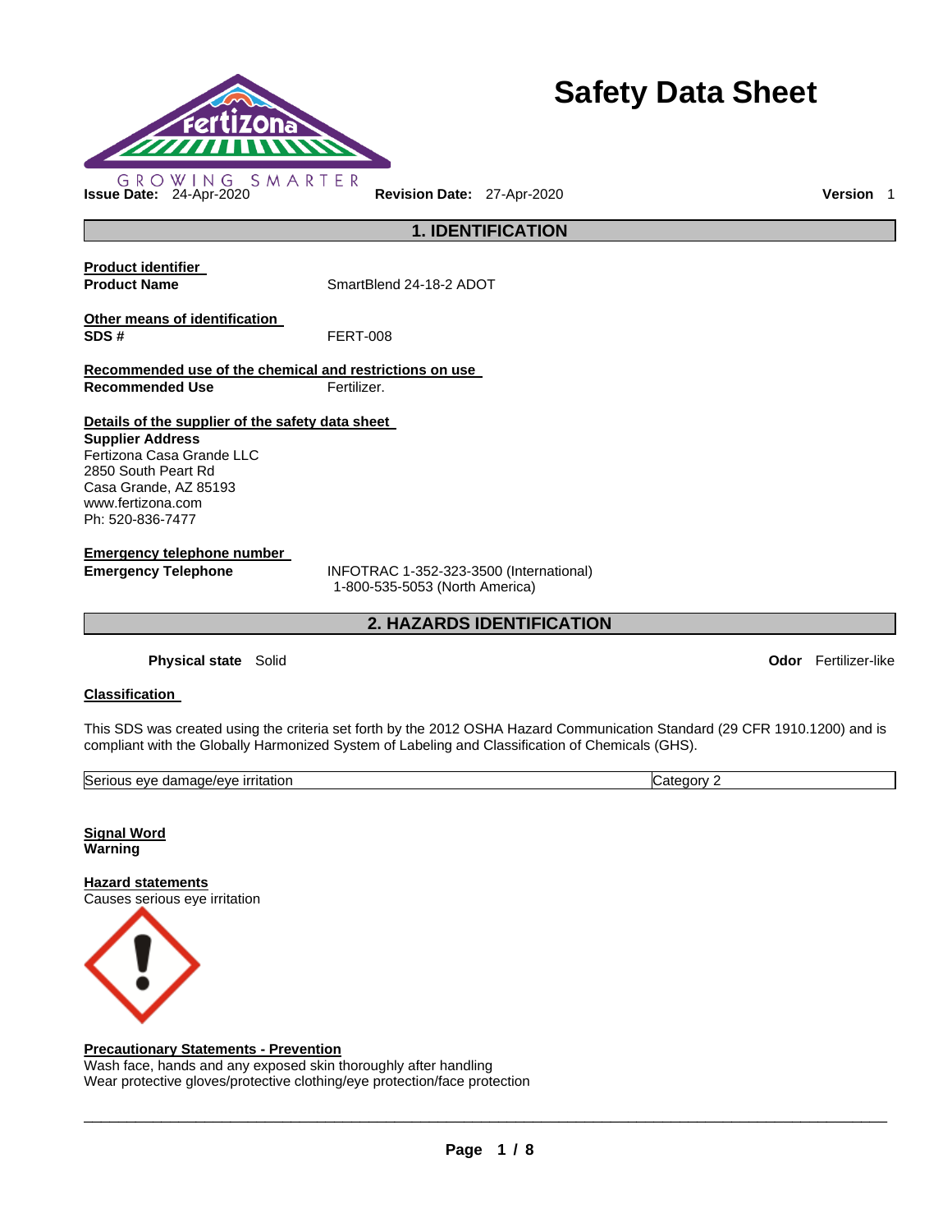# Safety Data Sheet

GROWING SMARTER

**Issue Date:** 24-Apr-2020 **Revision Date:** 27-Apr-2020 **Version** 1

## 1. IDENTIFICATION

**Product identifier**

**Product Name** SmartBlend 24-18-2 ADOT

**Other means of identification**

**SDS #** FERT-008

**Recommended use of the chemical and restrictions on use**

**Recommended Use** Fertilizer.

**Details of the supplier of the safety data sheet**

**Supplier Address**
Fertizona Casa Grande LLC
2850 South Peart Rd
Casa Grande, AZ 85193
www.fertizona.com
Ph: 520-836-7477

**Emergency telephone number**

**Emergency Telephone** INFOTRAC 1-352-323-3500 (International)
1-800-535-5053 (North America)

## 2. HAZARDS IDENTIFICATION

**Physical state** Solid **Odor** Fertilizer-like

**Classification**

This SDS was created using the criteria set forth by the 2012 OSHA Hazard Communication Standard (29 CFR 1910.1200) and is compliant with the Globally Harmonized System of Labeling and Classification of Chemicals (GHS).

| | |
|---|---|
| Serious eye damage/eye irritation | Category 2 |

**Signal Word**
**Warning**

**Hazard statements**
Causes serious eye irritation

**Precautionary Statements - Prevention**
Wash face, hands and any exposed skin thoroughly after handling
Wear protective gloves/protective clothing/eye protection/face protection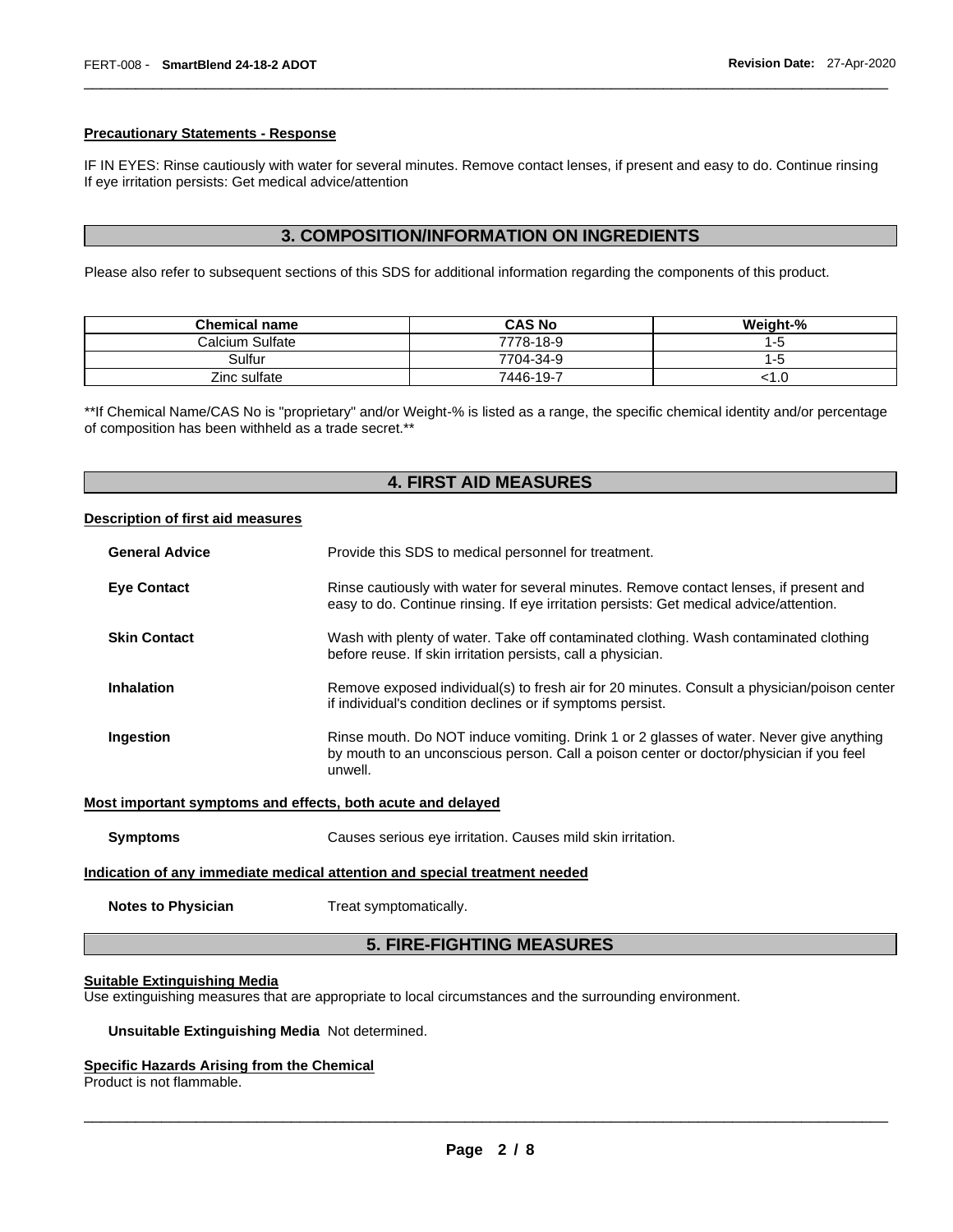#### Precautionary Statements - Response

IF IN EYES: Rinse cautiously with water for several minutes. Remove contact lenses, if present and easy to do. Continue rinsing
If eye irritation persists: Get medical advice/attention

## 3. COMPOSITION/INFORMATION ON INGREDIENTS

Please also refer to subsequent sections of this SDS for additional information regarding the components of this product.

| Chemical name | CAS No | Weight-% |
|---|---|---|
| Calcium Sulfate | 7778-18-9 | 1-5 |
| Sulfur | 7704-34-9 | 1-5 |
| Zinc sulfate | 7446-19-7 | <1.0 |

**If Chemical Name/CAS No is "proprietary" and/or Weight-% is listed as a range, the specific chemical identity and/or percentage of composition has been withheld as a trade secret.**

## 4. FIRST AID MEASURES

#### Description of first aid measures

**General Advice** Provide this SDS to medical personnel for treatment.

**Eye Contact** Rinse cautiously with water for several minutes. Remove contact lenses, if present and easy to do. Continue rinsing. If eye irritation persists: Get medical advice/attention.

**Skin Contact** Wash with plenty of water. Take off contaminated clothing. Wash contaminated clothing before reuse. If skin irritation persists, call a physician.

**Inhalation** Remove exposed individual(s) to fresh air for 20 minutes. Consult a physician/poison center if individual's condition declines or if symptoms persist.

**Ingestion** Rinse mouth. Do NOT induce vomiting. Drink 1 or 2 glasses of water. Never give anything by mouth to an unconscious person. Call a poison center or doctor/physician if you feel unwell.

#### Most important symptoms and effects, both acute and delayed

**Symptoms** Causes serious eye irritation. Causes mild skin irritation.

#### Indication of any immediate medical attention and special treatment needed

**Notes to Physician** Treat symptomatically.

## 5. FIRE-FIGHTING MEASURES

#### Suitable Extinguishing Media

Use extinguishing measures that are appropriate to local circumstances and the surrounding environment.

**Unsuitable Extinguishing Media** Not determined.

#### Specific Hazards Arising from the Chemical

Product is not flammable.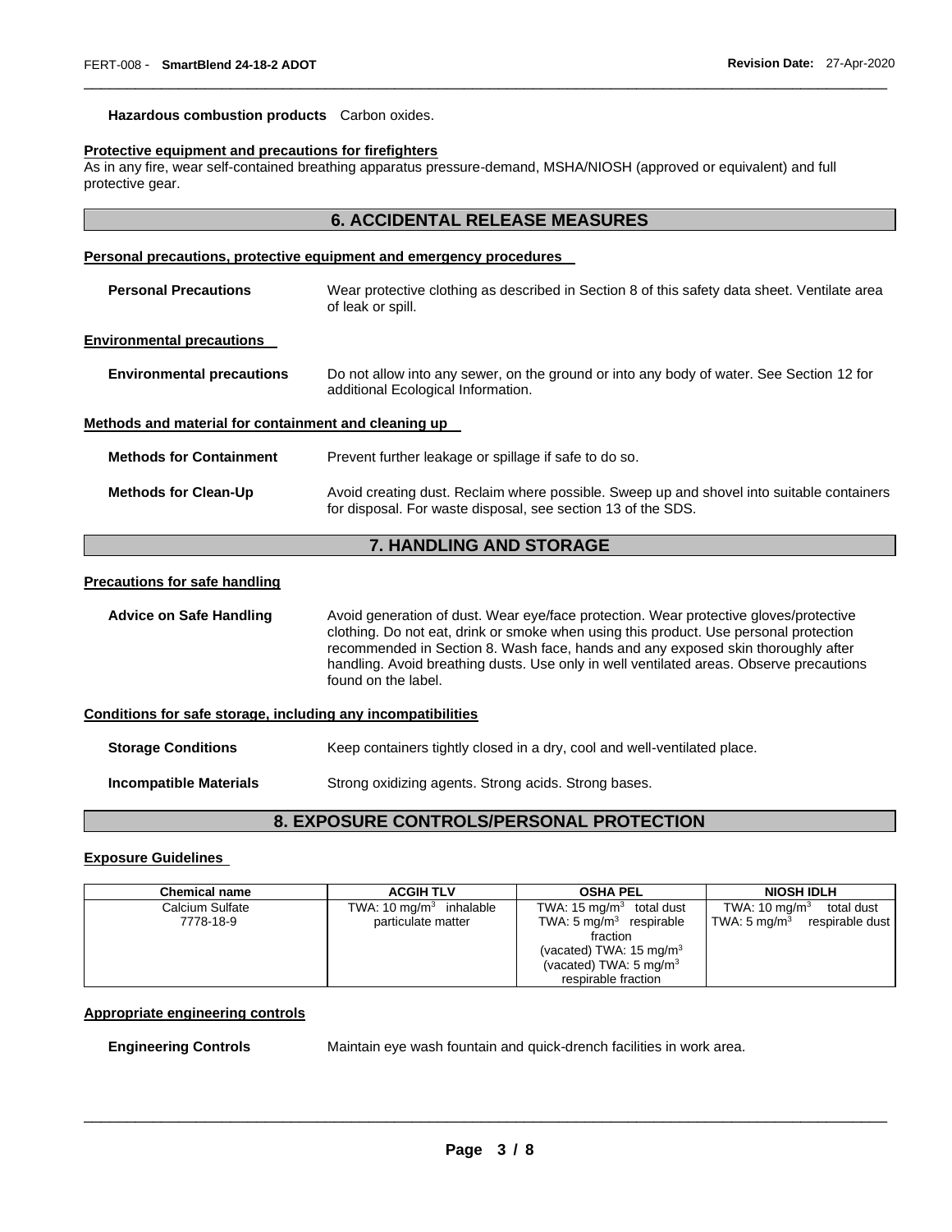**Hazardous combustion products** Carbon oxides.

**Protective equipment and precautions for firefighters**

As in any fire, wear self-contained breathing apparatus pressure-demand, MSHA/NIOSH (approved or equivalent) and full protective gear.

## 6. ACCIDENTAL RELEASE MEASURES

**Personal precautions, protective equipment and emergency procedures**

**Personal Precautions** Wear protective clothing as described in Section 8 of this safety data sheet. Ventilate area of leak or spill.

**Environmental precautions**

**Environmental precautions** Do not allow into any sewer, on the ground or into any body of water. See Section 12 for additional Ecological Information.

**Methods and material for containment and cleaning up**

**Methods for Containment** Prevent further leakage or spillage if safe to do so.

**Methods for Clean-Up** Avoid creating dust. Reclaim where possible. Sweep up and shovel into suitable containers for disposal. For waste disposal, see section 13 of the SDS.

## 7. HANDLING AND STORAGE

**Precautions for safe handling**

**Advice on Safe Handling** Avoid generation of dust. Wear eye/face protection. Wear protective gloves/protective clothing. Do not eat, drink or smoke when using this product. Use personal protection recommended in Section 8. Wash face, hands and any exposed skin thoroughly after handling. Avoid breathing dusts. Use only in well ventilated areas. Observe precautions found on the label.

**Conditions for safe storage, including any incompatibilities**

**Storage Conditions** Keep containers tightly closed in a dry, cool and well-ventilated place.

**Incompatible Materials** Strong oxidizing agents. Strong acids. Strong bases.

## 8. EXPOSURE CONTROLS/PERSONAL PROTECTION

**Exposure Guidelines**

| Chemical name | ACGIH TLV | OSHA PEL | NIOSH IDLH |
|---|---|---|---|
| Calcium Sulfate 7778-18-9 | TWA: 10 mg/m$^3$ inhalable particulate matter | TWA: 15 mg/m$^3$ total dust<br>TWA: 5 mg/m$^3$ respirable fraction<br>(vacated) TWA: 15 mg/m$^3$<br>(vacated) TWA: 5 mg/m$^3$ respirable fraction | TWA: 10 mg/m$^3$ total dust<br>TWA: 5 mg/m$^3$ respirable dust |

**Appropriate engineering controls**

**Engineering Controls** Maintain eye wash fountain and quick-drench facilities in work area.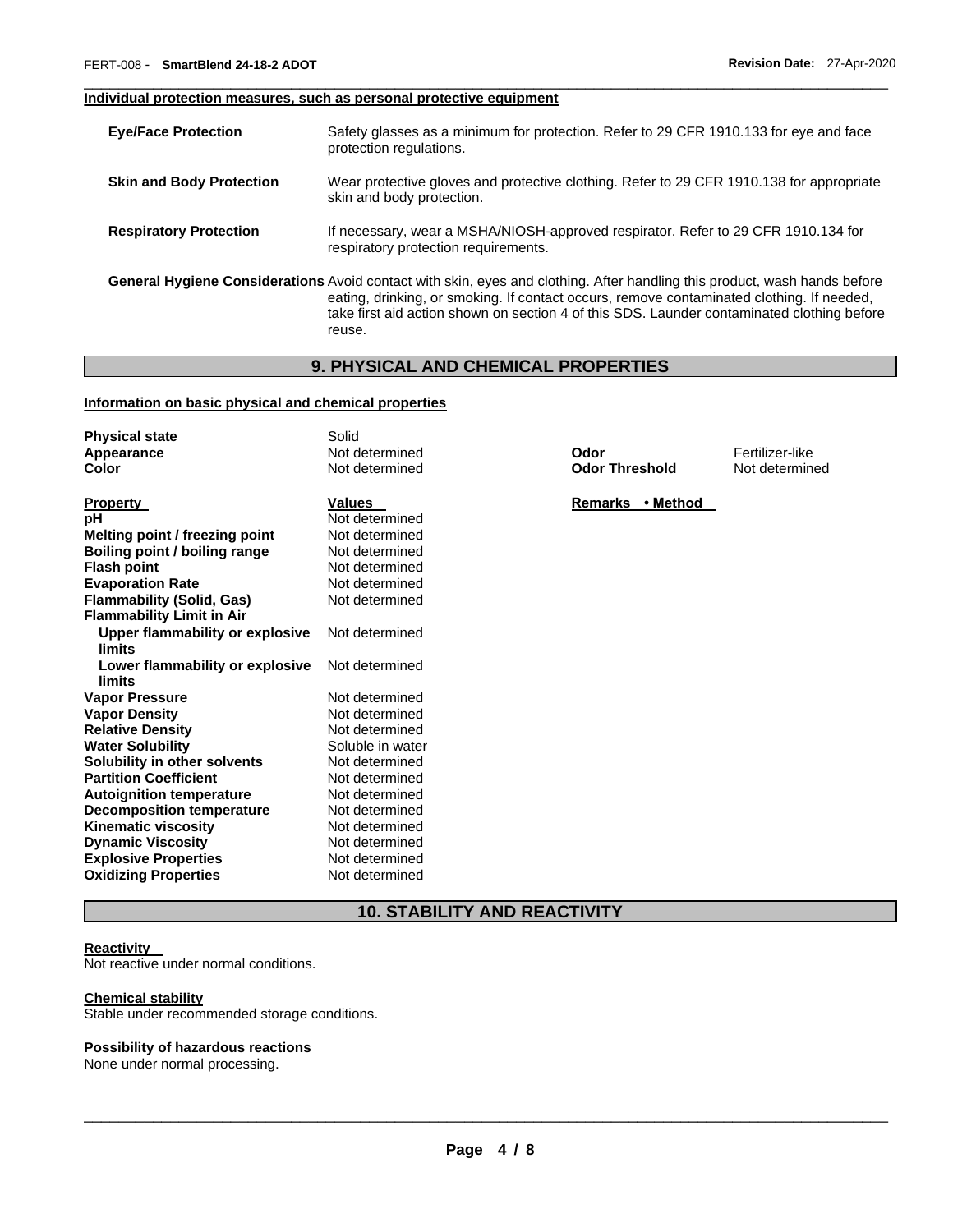**Individual protection measures, such as personal protective equipment**

| | |
|---|---|
| **Eye/Face Protection** | Safety glasses as a minimum for protection. Refer to 29 CFR 1910.133 for eye and face protection regulations. |
| **Skin and Body Protection** | Wear protective gloves and protective clothing. Refer to 29 CFR 1910.138 for appropriate skin and body protection. |
| **Respiratory Protection** | If necessary, wear a MSHA/NIOSH-approved respirator. Refer to 29 CFR 1910.134 for respiratory protection requirements. |
| **General Hygiene Considerations** | Avoid contact with skin, eyes and clothing. After handling this product, wash hands before eating, drinking, or smoking. If contact occurs, remove contaminated clothing. If needed, take first aid action shown on section 4 of this SDS. Launder contaminated clothing before reuse. |

## 9. PHYSICAL AND CHEMICAL PROPERTIES

**Information on basic physical and chemical properties**

| | | | |
|---|---|---|---|
| **Physical state** | Solid | | |
| **Appearance** | Not determined | **Odor** | Fertilizer-like |
| **Color** | Not determined | **Odor Threshold** | Not determined |

| **Property** | **Values** | **Remarks • Method** |
|---|---|---|
| **pH** | Not determined | |
| **Melting point / freezing point** | Not determined | |
| **Boiling point / boiling range** | Not determined | |
| **Flash point** | Not determined | |
| **Evaporation Rate** | Not determined | |
| **Flammability (Solid, Gas)** | Not determined | |
| **Flammability Limit in Air** | | |
| **Upper flammability or explosive limits** | Not determined | |
| **Lower flammability or explosive limits** | Not determined | |
| **Vapor Pressure** | Not determined | |
| **Vapor Density** | Not determined | |
| **Relative Density** | Not determined | |
| **Water Solubility** | Soluble in water | |
| **Solubility in other solvents** | Not determined | |
| **Partition Coefficient** | Not determined | |
| **Autoignition temperature** | Not determined | |
| **Decomposition temperature** | Not determined | |
| **Kinematic viscosity** | Not determined | |
| **Dynamic Viscosity** | Not determined | |
| **Explosive Properties** | Not determined | |
| **Oxidizing Properties** | Not determined | |

## 10. STABILITY AND REACTIVITY

**Reactivity**

Not reactive under normal conditions.

**Chemical stability**

Stable under recommended storage conditions.

**Possibility of hazardous reactions**

None under normal processing.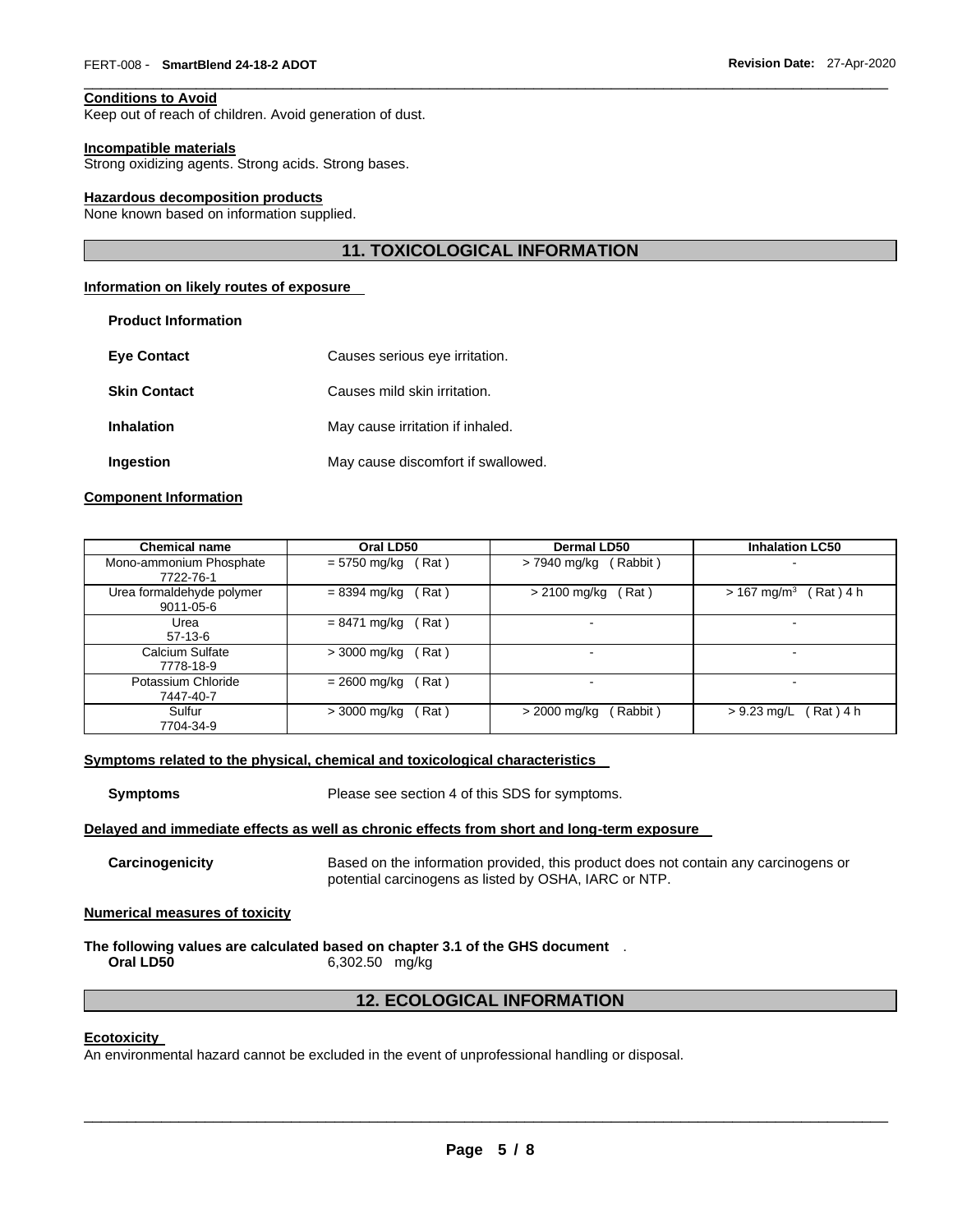**Conditions to Avoid**

Keep out of reach of children. Avoid generation of dust.

**Incompatible materials**

Strong oxidizing agents. Strong acids. Strong bases.

**Hazardous decomposition products**

None known based on information supplied.

## 11. TOXICOLOGICAL INFORMATION

**Information on likely routes of exposure**

**Product Information**

**Eye Contact** Causes serious eye irritation.

**Skin Contact** Causes mild skin irritation.

**Inhalation** May cause irritation if inhaled.

**Ingestion** May cause discomfort if swallowed.

**Component Information**

| Chemical name | Oral LD50 | Dermal LD50 | Inhalation LC50 |
|---|---|---|---|
| Mono-ammonium Phosphate 7722-76-1 | = 5750 mg/kg ( Rat ) | > 7940 mg/kg ( Rabbit ) | - |
| Urea formaldehyde polymer 9011-05-6 | = 8394 mg/kg ( Rat ) | > 2100 mg/kg ( Rat ) | > 167 mg/m$^3$ ( Rat ) 4 h |
| Urea 57-13-6 | = 8471 mg/kg ( Rat ) | - | - |
| Calcium Sulfate 7778-18-9 | > 3000 mg/kg ( Rat ) | - | - |
| Potassium Chloride 7447-40-7 | = 2600 mg/kg ( Rat ) | - | - |
| Sulfur 7704-34-9 | > 3000 mg/kg ( Rat ) | > 2000 mg/kg ( Rabbit ) | > 9.23 mg/L ( Rat ) 4 h |

**Symptoms related to the physical, chemical and toxicological characteristics**

**Symptoms** Please see section 4 of this SDS for symptoms.

**Delayed and immediate effects as well as chronic effects from short and long-term exposure**

**Carcinogenicity** Based on the information provided, this product does not contain any carcinogens or potential carcinogens as listed by OSHA, IARC or NTP.

**Numerical measures of toxicity**

**The following values are calculated based on chapter 3.1 of the GHS document** .

**Oral LD50** 6,302.50 mg/kg

## 12. ECOLOGICAL INFORMATION

**Ecotoxicity**

An environmental hazard cannot be excluded in the event of unprofessional handling or disposal.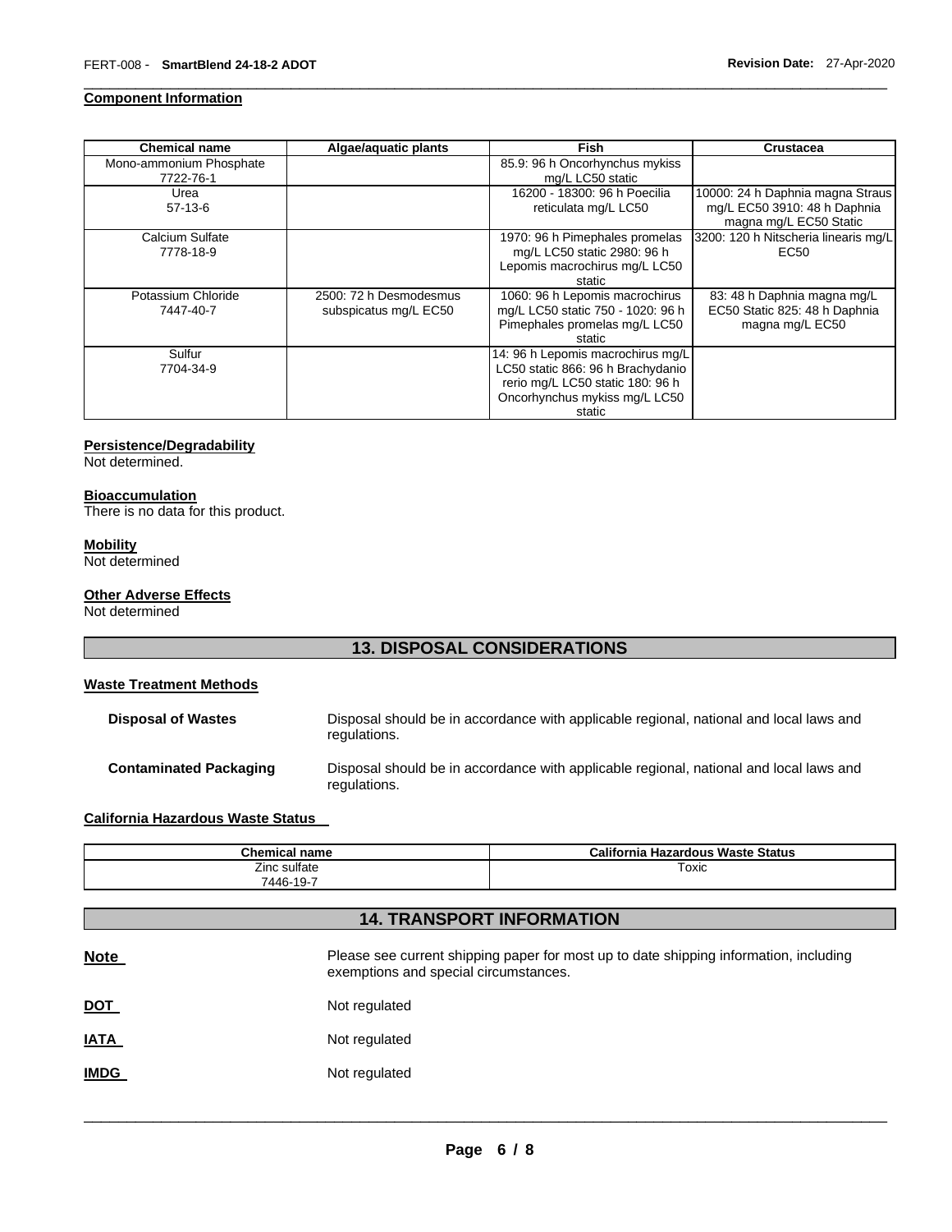### Component Information

| Chemical name | Algae/aquatic plants | Fish | Crustacea |
|---|---|---|---|
| Mono-ammonium Phosphate 7722-76-1 | | 85.9: 96 h Oncorhynchus mykiss mg/L LC50 static | |
| Urea 57-13-6 | | 16200 - 18300: 96 h Poecilia reticulata mg/L LC50 | 10000: 24 h Daphnia magna Straus mg/L EC50 3910: 48 h Daphnia magna mg/L EC50 Static |
| Calcium Sulfate 7778-18-9 | | 1970: 96 h Pimephales promelas mg/L LC50 static 2980: 96 h Lepomis macrochirus mg/L LC50 static | 3200: 120 h Nitscheria linearis mg/L EC50 |
| Potassium Chloride 7447-40-7 | 2500: 72 h Desmodesmus subspicatus mg/L EC50 | 1060: 96 h Lepomis macrochirus mg/L LC50 static 750 - 1020: 96 h Pimephales promelas mg/L LC50 static | 83: 48 h Daphnia magna mg/L EC50 Static 825: 48 h Daphnia magna mg/L EC50 |
| Sulfur 7704-34-9 | | 14: 96 h Lepomis macrochirus mg/L LC50 static 866: 96 h Brachydanio rerio mg/L LC50 static 180: 96 h Oncorhynchus mykiss mg/L LC50 static | |

### Persistence/Degradability

Not determined.

### Bioaccumulation

There is no data for this product.

### Mobility

Not determined

### Other Adverse Effects

Not determined

## 13. DISPOSAL CONSIDERATIONS

### Waste Treatment Methods

**Disposal of Wastes** Disposal should be in accordance with applicable regional, national and local laws and regulations.

**Contaminated Packaging** Disposal should be in accordance with applicable regional, national and local laws and regulations.

### California Hazardous Waste Status

| Chemical name | California Hazardous Waste Status |
|---|---|
| Zinc sulfate 7446-19-7 | Toxic |

## 14. TRANSPORT INFORMATION

**Note** Please see current shipping paper for most up to date shipping information, including exemptions and special circumstances.

**DOT** Not regulated

**IATA** Not regulated

**IMDG** Not regulated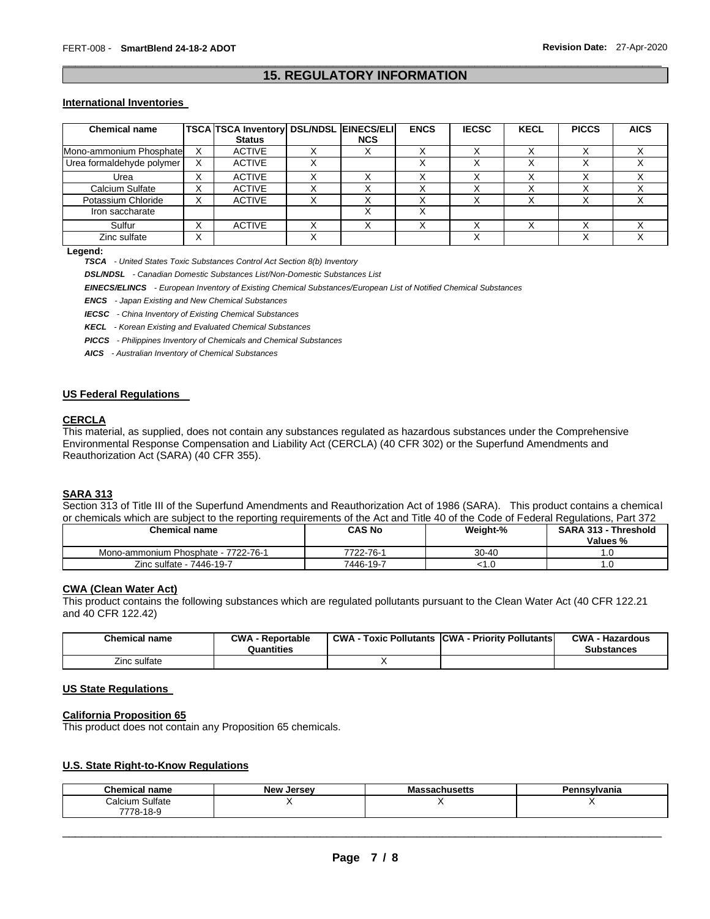# 15. REGULATORY INFORMATION

## International Inventories

| Chemical name | TSCA | TSCA Inventory Status | DSL/NDSL | EINECS/ELINCS | ENCS | IECSC | KECL | PICCS | AICS |
|---|---|---|---|---|---|---|---|---|---|
| Mono-ammonium Phosphate | X | ACTIVE | X | X | X | X | X | X | X |
| Urea formaldehyde polymer | X | ACTIVE | X | | X | X | X | X | X |
| Urea | X | ACTIVE | X | X | X | X | X | X | X |
| Calcium Sulfate | X | ACTIVE | X | X | X | X | X | X | X |
| Potassium Chloride | X | ACTIVE | X | X | X | X | X | X | X |
| Iron saccharate | | | | X | X | | | | |
| Sulfur | X | ACTIVE | X | X | X | X | X | X | X |
| Zinc sulfate | X | | X | | | X | | X | X |

**Legend:**

***TSCA*** *- United States Toxic Substances Control Act Section 8(b) Inventory*

***DSL/NDSL*** *- Canadian Domestic Substances List/Non-Domestic Substances List*

***EINECS/ELINCS*** *- European Inventory of Existing Chemical Substances/European List of Notified Chemical Substances*

***ENCS*** *- Japan Existing and New Chemical Substances*

***IECSC*** *- China Inventory of Existing Chemical Substances*

***KECL*** *- Korean Existing and Evaluated Chemical Substances*

***PICCS*** *- Philippines Inventory of Chemicals and Chemical Substances*

***AICS*** *- Australian Inventory of Chemical Substances*

## US Federal Regulations

### CERCLA

This material, as supplied, does not contain any substances regulated as hazardous substances under the Comprehensive Environmental Response Compensation and Liability Act (CERCLA) (40 CFR 302) or the Superfund Amendments and Reauthorization Act (SARA) (40 CFR 355).

### SARA 313

Section 313 of Title III of the Superfund Amendments and Reauthorization Act of 1986 (SARA). This product contains a chemical or chemicals which are subject to the reporting requirements of the Act and Title 40 of the Code of Federal Regulations, Part 372

| Chemical name | CAS No | Weight-% | SARA 313 - Threshold Values % |
|---|---|---|---|
| Mono-ammonium Phosphate - 7722-76-1 | 7722-76-1 | 30-40 | 1.0 |
| Zinc sulfate - 7446-19-7 | 7446-19-7 | <1.0 | 1.0 |

### CWA (Clean Water Act)

This product contains the following substances which are regulated pollutants pursuant to the Clean Water Act (40 CFR 122.21 and 40 CFR 122.42)

| Chemical name | CWA - Reportable Quantities | CWA - Toxic Pollutants | CWA - Priority Pollutants | CWA - Hazardous Substances |
|---|---|---|---|---|
| Zinc sulfate | | X | | |

## US State Regulations

### California Proposition 65

This product does not contain any Proposition 65 chemicals.

### U.S. State Right-to-Know Regulations

| Chemical name | New Jersey | Massachusetts | Pennsylvania |
|---|---|---|---|
| Calcium Sulfate 7778-18-9 | X | X | X |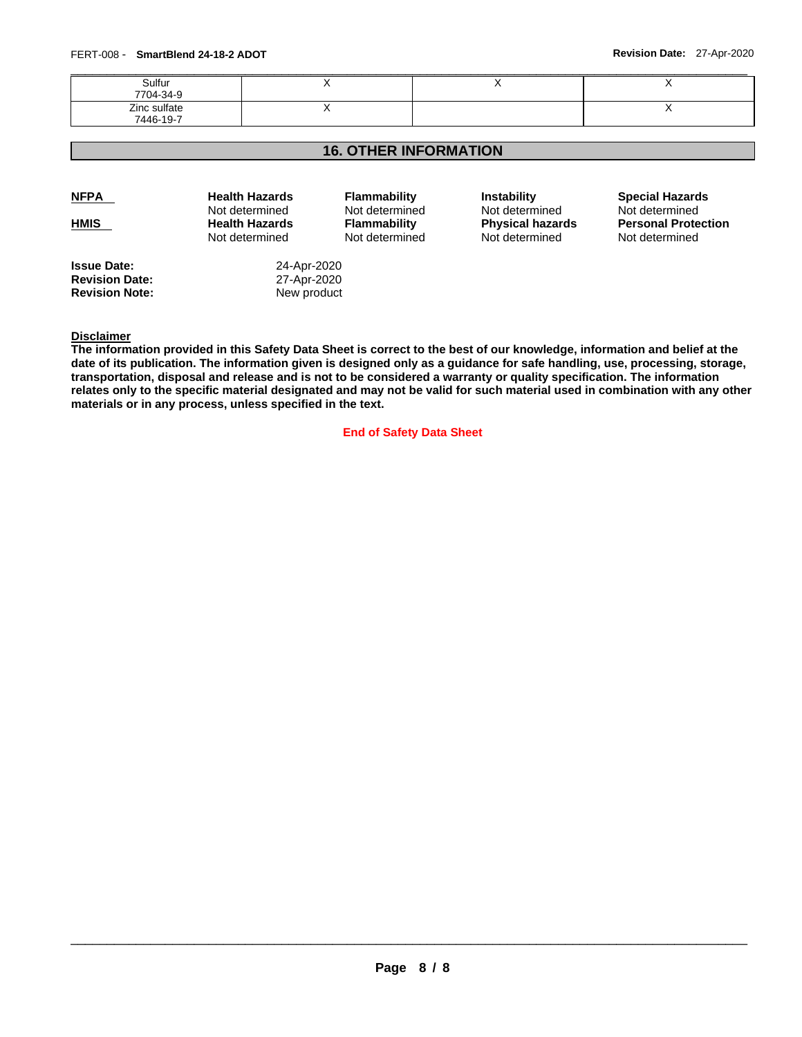| | | | |
|---|---|---|---|
| Sulfur 7704-34-9 | X | X | X |
| Zinc sulfate 7446-19-7 | X | | X |

## 16. OTHER INFORMATION

| | | | | |
|---|---|---|---|---|
| **NFPA** | **Health Hazards** Not determined | **Flammability** Not determined | **Instability** Not determined | **Special Hazards** Not determined |
| **HMIS** | **Health Hazards** Not determined | **Flammability** Not determined | **Physical hazards** Not determined | **Personal Protection** Not determined |

**Issue Date:** 24-Apr-2020
**Revision Date:** 27-Apr-2020
**Revision Note:** New product

**Disclaimer**

**The information provided in this Safety Data Sheet is correct to the best of our knowledge, information and belief at the date of its publication. The information given is designed only as a guidance for safe handling, use, processing, storage, transportation, disposal and release and is not to be considered a warranty or quality specification. The information relates only to the specific material designated and may not be valid for such material used in combination with any other materials or in any process, unless specified in the text.**

**End of Safety Data Sheet**